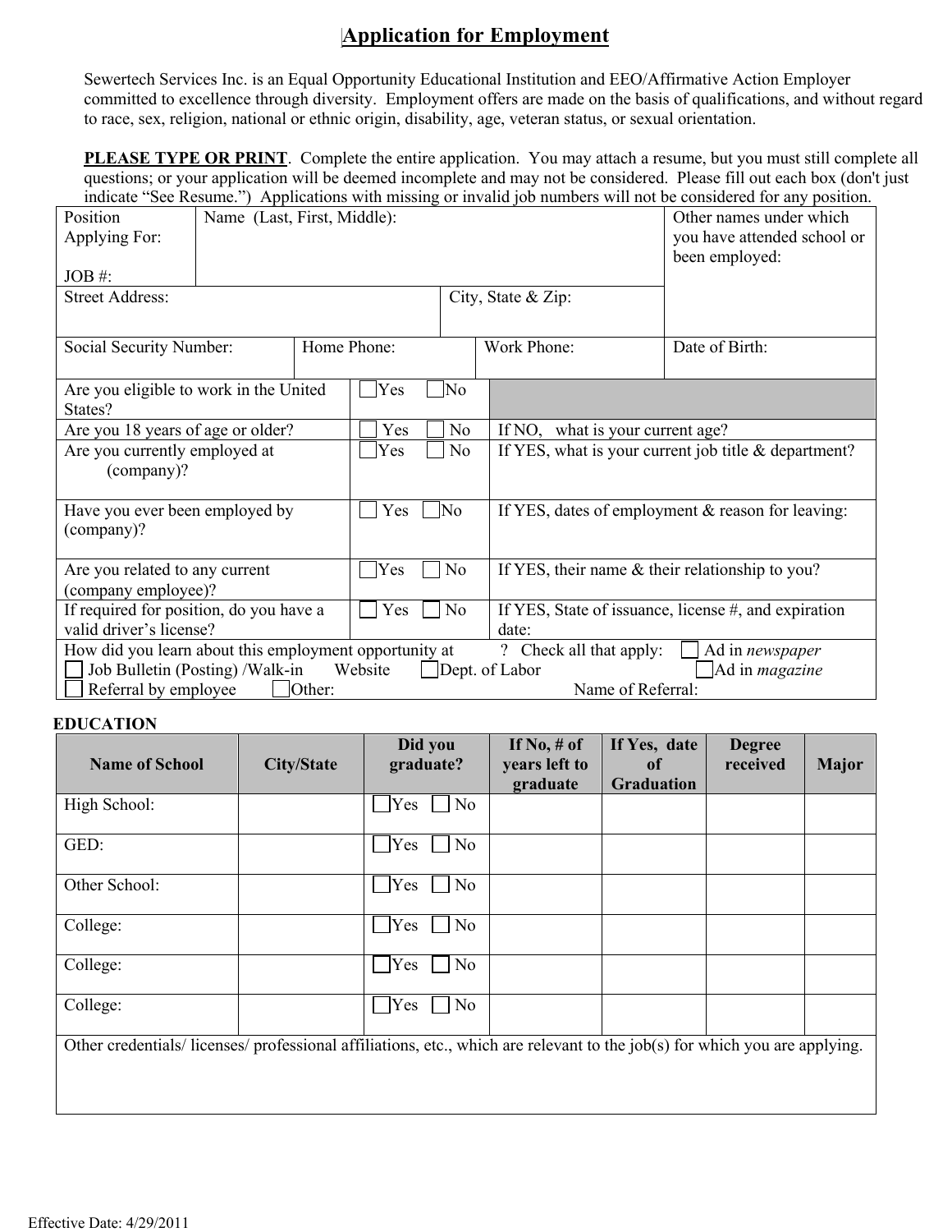# Application for Employment

Sewertech Services Inc. is an Equal Opportunity Educational Institution and EEO/Affirmative Action Employer committed to excellence through diversity. Employment offers are made on the basis of qualifications, and without regard to race, sex, religion, national or ethnic origin, disability, age, veteran status, or sexual orientation.

**PLEASE TYPE OR PRINT**. Complete the entire application. You may attach a resume, but you must still complete all questions; or your application will be deemed incomplete and may not be considered. Please fill out each box (don't just indicate "See Resume.") Applications with missing or invalid job numbers will not be considered for any position.

| Position Applying For:<br><br>JOB #: | Name (Last, First, Middle): | | Other names under which you have attended school or been employed: |
|---|---|---|---|
| Street Address: | | City, State & Zip: | |
| Social Security Number: | Home Phone: | Work Phone: | Date of Birth: |

| Question | Answer | Details |
|---|---|---|
| Are you eligible to work in the United States? | ☐ Yes ☐ No | |
| Are you 18 years of age or older? | ☐ Yes ☐ No | If NO, what is your current age? |
| Are you currently employed at (company)? | ☐ Yes ☐ No | If YES, what is your current job title & department? |
| Have you ever been employed by (company)? | ☐ Yes ☐ No | If YES, dates of employment & reason for leaving: |
| Are you related to any current (company employee)? | ☐ Yes ☐ No | If YES, their name & their relationship to you? |
| If required for position, do you have a valid driver's license? | ☐ Yes ☐ No | If YES, State of issuance, license #, and expiration date: |

How did you learn about this employment opportunity at ? Check all that apply: ☐ Ad in *newspaper*
☐ Job Bulletin (Posting) /Walk-in Website ☐ Dept. of Labor ☐ Ad in *magazine*
☐ Referral by employee ☐ Other: Name of Referral:

**EDUCATION**

| Name of School | City/State | Did you graduate? | If No, # of years left to graduate | If Yes, date of Graduation | Degree received | Major |
|---|---|---|---|---|---|---|
| High School: | | ☐ Yes ☐ No | | | | |
| GED: | | ☐ Yes ☐ No | | | | |
| Other School: | | ☐ Yes ☐ No | | | | |
| College: | | ☐ Yes ☐ No | | | | |
| College: | | ☐ Yes ☐ No | | | | |
| College: | | ☐ Yes ☐ No | | | | |

Other credentials/ licenses/ professional affiliations, etc., which are relevant to the job(s) for which you are applying.

Effective Date: 4/29/2011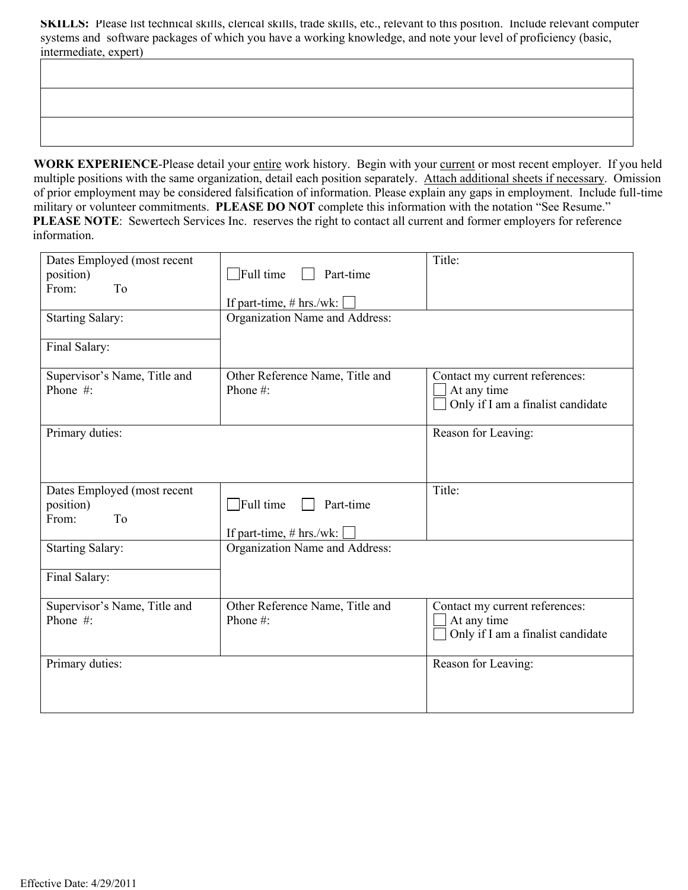**SKILLS:** Please list technical skills, clerical skills, trade skills, etc., relevant to this position. Include relevant computer systems and software packages of which you have a working knowledge, and note your level of proficiency (basic, intermediate, expert)

| |
|---|
| |
| |
| |

**WORK EXPERIENCE**-Please detail your entire work history. Begin with your current or most recent employer. If you held multiple positions with the same organization, detail each position separately. Attach additional sheets if necessary. Omission of prior employment may be considered falsification of information. Please explain any gaps in employment. Include full-time military or volunteer commitments. **PLEASE DO NOT** complete this information with the notation "See Resume."
**PLEASE NOTE**: Sewertech Services Inc. reserves the right to contact all current and former employers for reference information.

| | | |
|---|---|---|
| Dates Employed (most recent position)<br>From: To | ☐ Full time ☐ Part-time<br><br>If part-time, # hrs./wk: ☐ | Title: |
| Starting Salary: | Organization Name and Address: | |
| Final Salary: | | |
| Supervisor's Name, Title and Phone #: | Other Reference Name, Title and Phone #: | Contact my current references:<br>☐ At any time<br>☐ Only if I am a finalist candidate |
| Primary duties: | | Reason for Leaving: |

| | | |
|---|---|---|
| Dates Employed (most recent position)<br>From: To | ☐ Full time ☐ Part-time<br><br>If part-time, # hrs./wk: ☐ | Title: |
| Starting Salary: | Organization Name and Address: | |
| Final Salary: | | |
| Supervisor's Name, Title and Phone #: | Other Reference Name, Title and Phone #: | Contact my current references:<br>☐ At any time<br>☐ Only if I am a finalist candidate |
| Primary duties: | | Reason for Leaving: |

Effective Date: 4/29/2011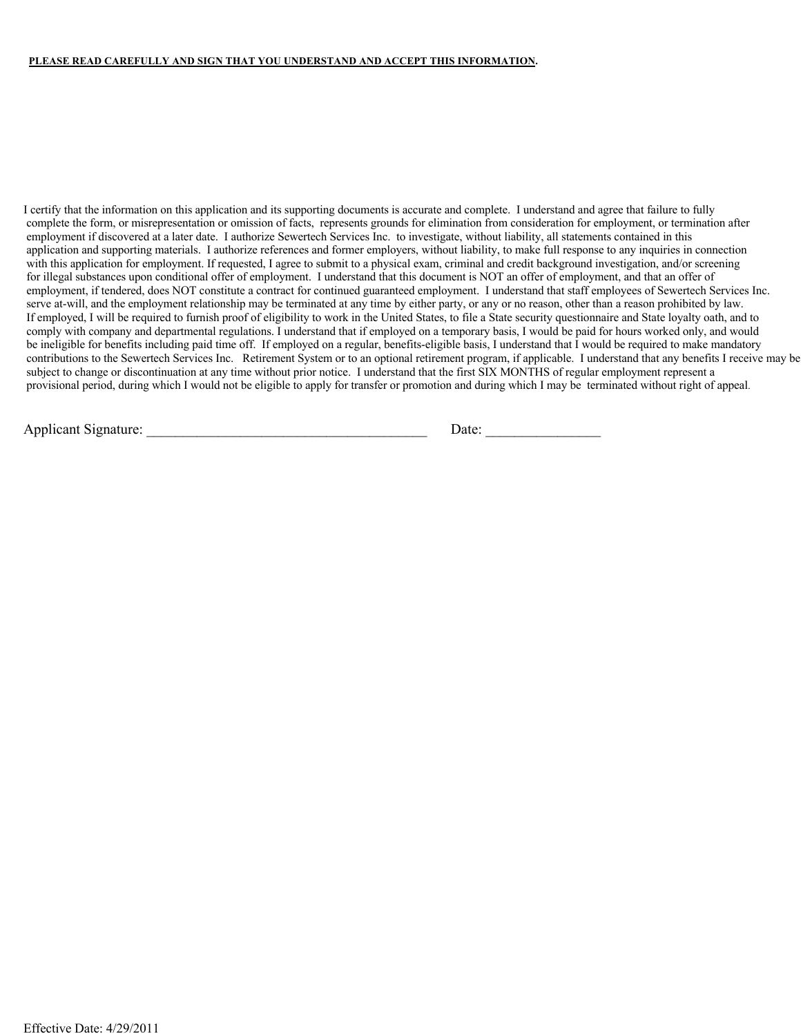**PLEASE READ CAREFULLY AND SIGN THAT YOU UNDERSTAND AND ACCEPT THIS INFORMATION.**

I certify that the information on this application and its supporting documents is accurate and complete. I understand and agree that failure to fully complete the form, or misrepresentation or omission of facts, represents grounds for elimination from consideration for employment, or termination after employment if discovered at a later date. I authorize Sewertech Services Inc. to investigate, without liability, all statements contained in this application and supporting materials. I authorize references and former employers, without liability, to make full response to any inquiries in connection with this application for employment. If requested, I agree to submit to a physical exam, criminal and credit background investigation, and/or screening for illegal substances upon conditional offer of employment. I understand that this document is NOT an offer of employment, and that an offer of employment, if tendered, does NOT constitute a contract for continued guaranteed employment. I understand that staff employees of Sewertech Services Inc. serve at-will, and the employment relationship may be terminated at any time by either party, or any or no reason, other than a reason prohibited by law. If employed, I will be required to furnish proof of eligibility to work in the United States, to file a State security questionnaire and State loyalty oath, and to comply with company and departmental regulations. I understand that if employed on a temporary basis, I would be paid for hours worked only, and would be ineligible for benefits including paid time off. If employed on a regular, benefits-eligible basis, I understand that I would be required to make mandatory contributions to the Sewertech Services Inc. Retirement System or to an optional retirement program, if applicable. I understand that any benefits I receive may be subject to change or discontinuation at any time without prior notice. I understand that the first SIX MONTHS of regular employment represent a provisional period, during which I would not be eligible to apply for transfer or promotion and during which I may be terminated without right of appeal.

Applicant Signature: ________________________________________ Date: ________________

Effective Date: 4/29/2011